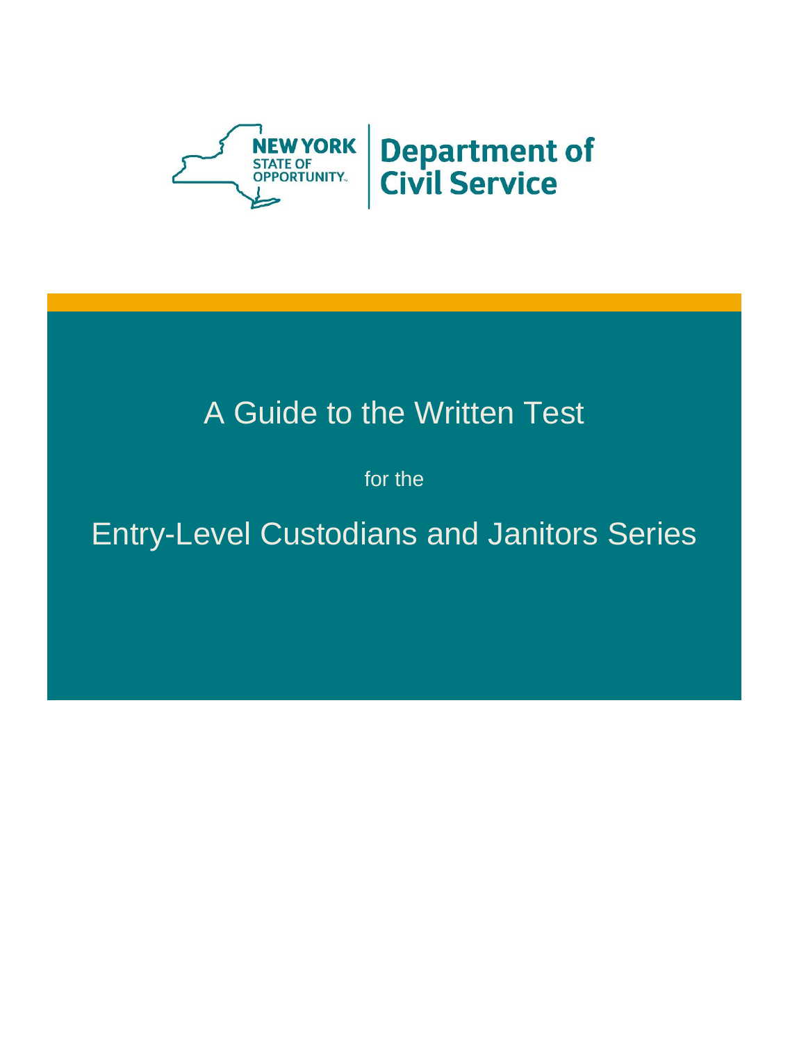NEW YORK
STATE OF
OPPORTUNITY.

Department of Civil Service

# A Guide to the Written Test

for the

# Entry-Level Custodians and Janitors Series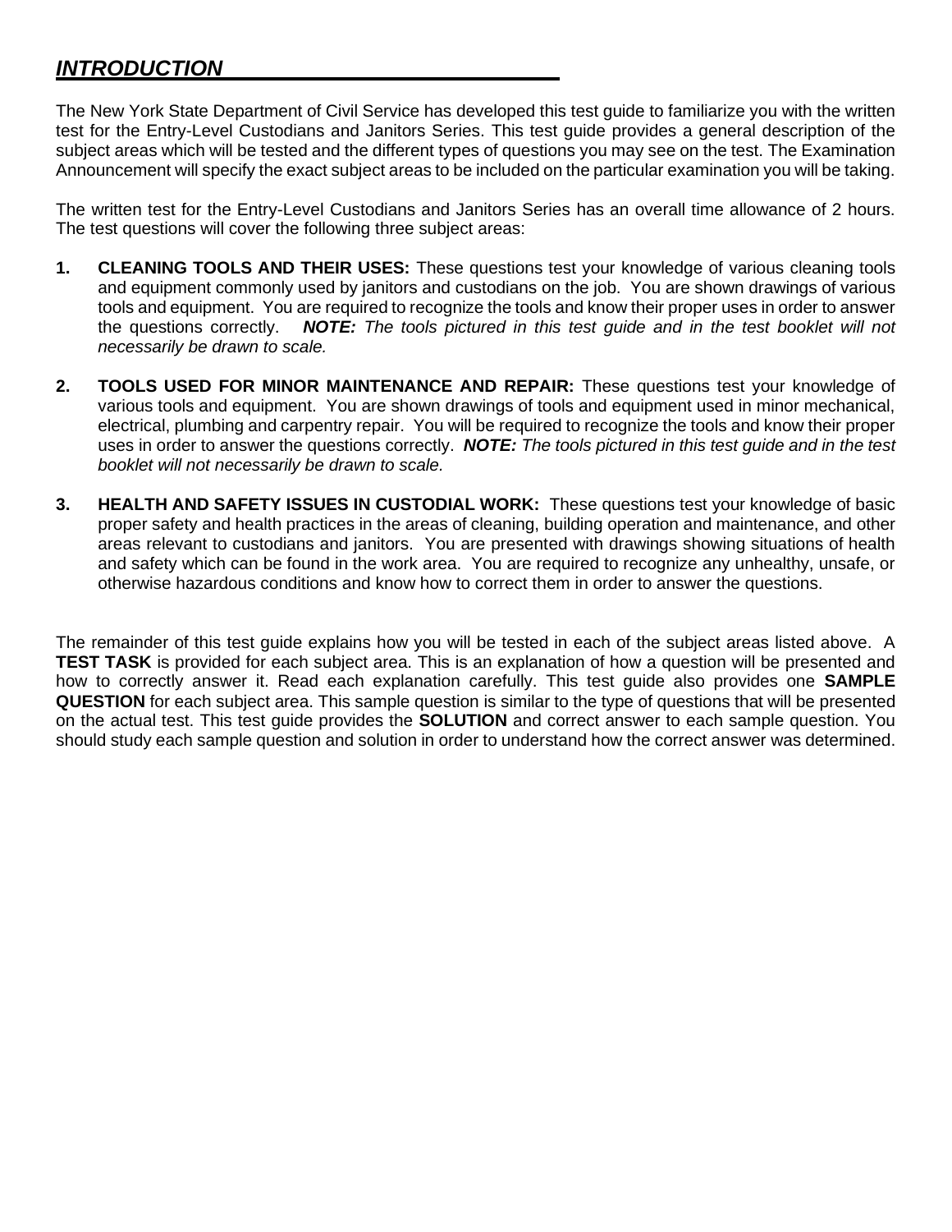## ***INTRODUCTION***

The New York State Department of Civil Service has developed this test guide to familiarize you with the written test for the Entry-Level Custodians and Janitors Series. This test guide provides a general description of the subject areas which will be tested and the different types of questions you may see on the test. The Examination Announcement will specify the exact subject areas to be included on the particular examination you will be taking.

The written test for the Entry-Level Custodians and Janitors Series has an overall time allowance of 2 hours. The test questions will cover the following three subject areas:

1. **CLEANING TOOLS AND THEIR USES:** These questions test your knowledge of various cleaning tools and equipment commonly used by janitors and custodians on the job. You are shown drawings of various tools and equipment. You are required to recognize the tools and know their proper uses in order to answer the questions correctly. ***NOTE:*** *The tools pictured in this test guide and in the test booklet will not necessarily be drawn to scale.*

2. **TOOLS USED FOR MINOR MAINTENANCE AND REPAIR:** These questions test your knowledge of various tools and equipment. You are shown drawings of tools and equipment used in minor mechanical, electrical, plumbing and carpentry repair. You will be required to recognize the tools and know their proper uses in order to answer the questions correctly. ***NOTE:*** *The tools pictured in this test guide and in the test booklet will not necessarily be drawn to scale.*

3. **HEALTH AND SAFETY ISSUES IN CUSTODIAL WORK:** These questions test your knowledge of basic proper safety and health practices in the areas of cleaning, building operation and maintenance, and other areas relevant to custodians and janitors. You are presented with drawings showing situations of health and safety which can be found in the work area. You are required to recognize any unhealthy, unsafe, or otherwise hazardous conditions and know how to correct them in order to answer the questions.

The remainder of this test guide explains how you will be tested in each of the subject areas listed above. A **TEST TASK** is provided for each subject area. This is an explanation of how a question will be presented and how to correctly answer it. Read each explanation carefully. This test guide also provides one **SAMPLE QUESTION** for each subject area. This sample question is similar to the type of questions that will be presented on the actual test. This test guide provides the **SOLUTION** and correct answer to each sample question. You should study each sample question and solution in order to understand how the correct answer was determined.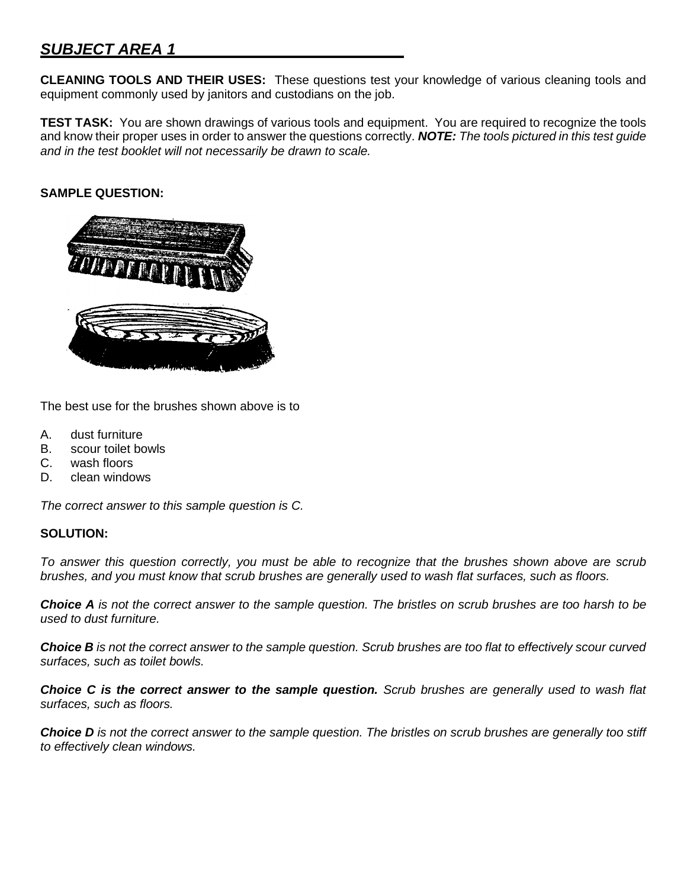## ***SUBJECT AREA 1***

**CLEANING TOOLS AND THEIR USES:** These questions test your knowledge of various cleaning tools and equipment commonly used by janitors and custodians on the job.

**TEST TASK:** You are shown drawings of various tools and equipment. You are required to recognize the tools and know their proper uses in order to answer the questions correctly. ***NOTE:*** *The tools pictured in this test guide and in the test booklet will not necessarily be drawn to scale.*

**SAMPLE QUESTION:**

The best use for the brushes shown above is to

A. dust furniture
B. scour toilet bowls
C. wash floors
D. clean windows

*The correct answer to this sample question is C.*

**SOLUTION:**

*To answer this question correctly, you must be able to recognize that the brushes shown above are scrub brushes, and you must know that scrub brushes are generally used to wash flat surfaces, such as floors.*

***Choice A*** *is not the correct answer to the sample question. The bristles on scrub brushes are too harsh to be used to dust furniture.*

***Choice B*** *is not the correct answer to the sample question. Scrub brushes are too flat to effectively scour curved surfaces, such as toilet bowls.*

***Choice C is the correct answer to the sample question.*** *Scrub brushes are generally used to wash flat surfaces, such as floors.*

***Choice D*** *is not the correct answer to the sample question. The bristles on scrub brushes are generally too stiff to effectively clean windows.*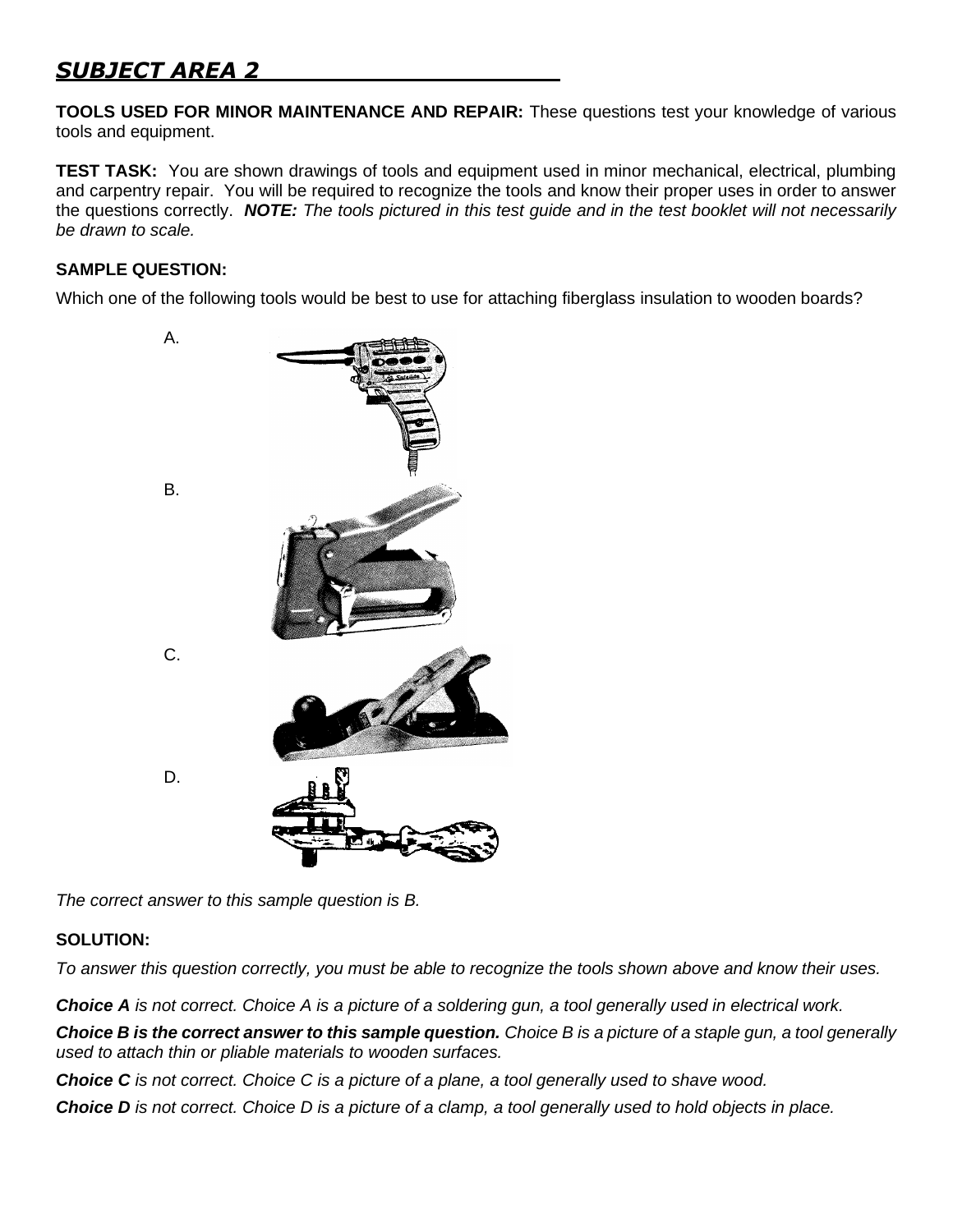## *SUBJECT AREA 2*

**TOOLS USED FOR MINOR MAINTENANCE AND REPAIR:** These questions test your knowledge of various tools and equipment.

**TEST TASK:** You are shown drawings of tools and equipment used in minor mechanical, electrical, plumbing and carpentry repair. You will be required to recognize the tools and know their proper uses in order to answer the questions correctly. ***NOTE:*** *The tools pictured in this test guide and in the test booklet will not necessarily be drawn to scale.*

**SAMPLE QUESTION:**

Which one of the following tools would be best to use for attaching fiberglass insulation to wooden boards?

A.

B.

C.

D.

*The correct answer to this sample question is B.*

**SOLUTION:**

*To answer this question correctly, you must be able to recognize the tools shown above and know their uses.*

***Choice A*** *is not correct. Choice A is a picture of a soldering gun, a tool generally used in electrical work.*

***Choice B is the correct answer to this sample question.*** *Choice B is a picture of a staple gun, a tool generally used to attach thin or pliable materials to wooden surfaces.*

***Choice C*** *is not correct. Choice C is a picture of a plane, a tool generally used to shave wood.*

***Choice D*** *is not correct. Choice D is a picture of a clamp, a tool generally used to hold objects in place.*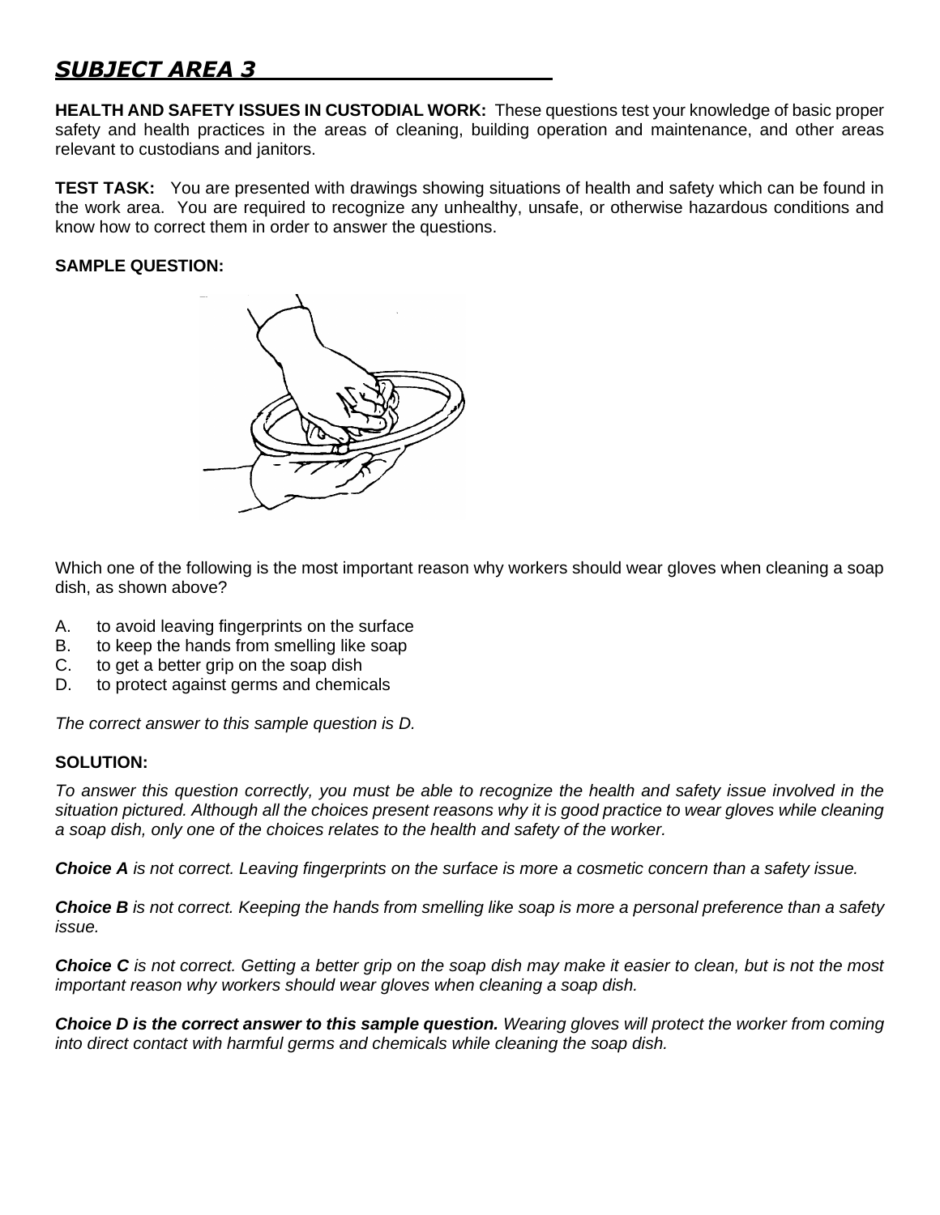## *SUBJECT AREA 3*

**HEALTH AND SAFETY ISSUES IN CUSTODIAL WORK:** These questions test your knowledge of basic proper safety and health practices in the areas of cleaning, building operation and maintenance, and other areas relevant to custodians and janitors.

**TEST TASK:** You are presented with drawings showing situations of health and safety which can be found in the work area. You are required to recognize any unhealthy, unsafe, or otherwise hazardous conditions and know how to correct them in order to answer the questions.

**SAMPLE QUESTION:**

Which one of the following is the most important reason why workers should wear gloves when cleaning a soap dish, as shown above?

A. to avoid leaving fingerprints on the surface
B. to keep the hands from smelling like soap
C. to get a better grip on the soap dish
D. to protect against germs and chemicals

*The correct answer to this sample question is D.*

**SOLUTION:**

*To answer this question correctly, you must be able to recognize the health and safety issue involved in the situation pictured. Although all the choices present reasons why it is good practice to wear gloves while cleaning a soap dish, only one of the choices relates to the health and safety of the worker.*

***Choice A*** *is not correct. Leaving fingerprints on the surface is more a cosmetic concern than a safety issue.*

***Choice B*** *is not correct. Keeping the hands from smelling like soap is more a personal preference than a safety issue.*

***Choice C*** *is not correct. Getting a better grip on the soap dish may make it easier to clean, but is not the most important reason why workers should wear gloves when cleaning a soap dish.*

***Choice D is the correct answer to this sample question.*** *Wearing gloves will protect the worker from coming into direct contact with harmful germs and chemicals while cleaning the soap dish.*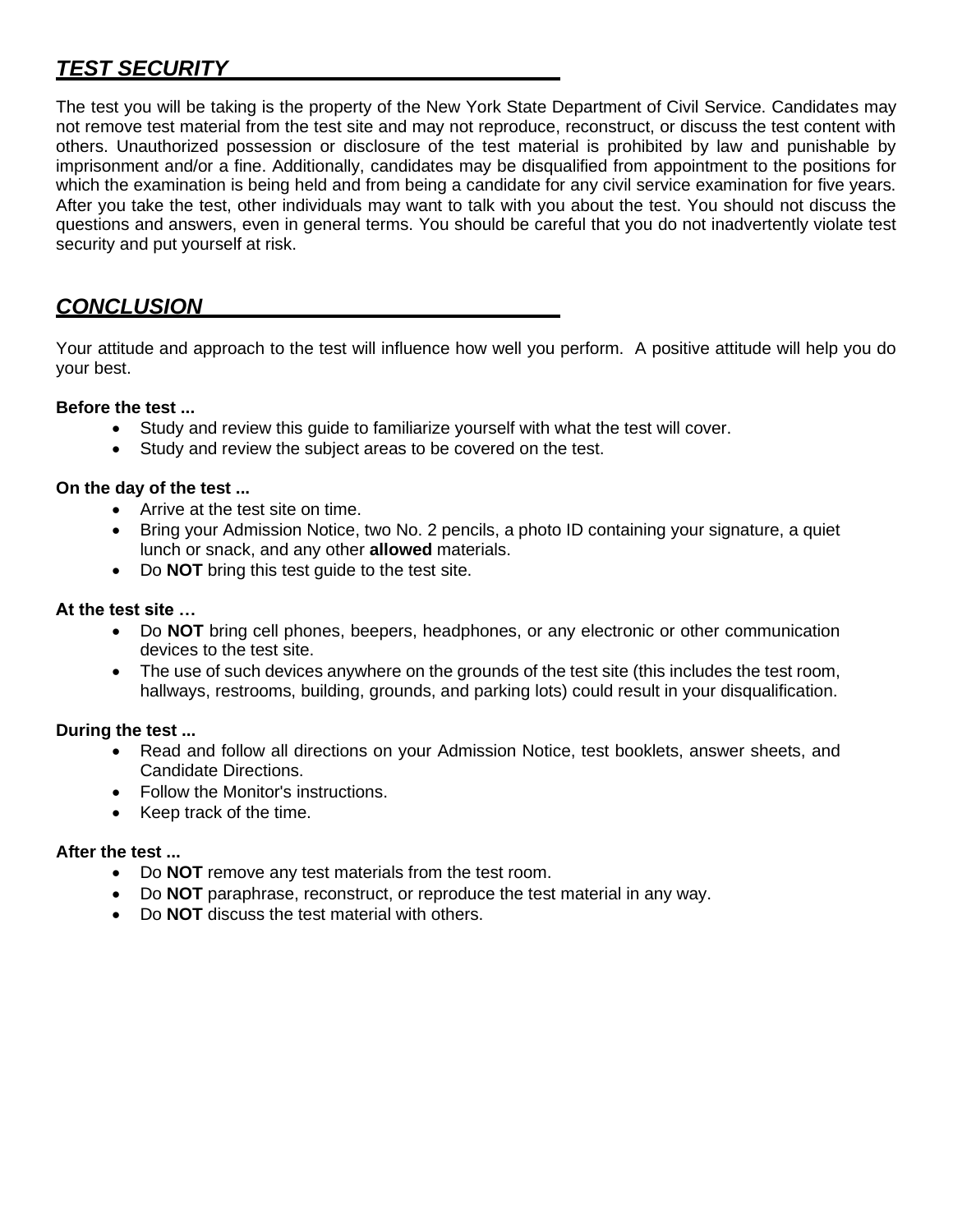## *TEST SECURITY*

The test you will be taking is the property of the New York State Department of Civil Service. Candidates may not remove test material from the test site and may not reproduce, reconstruct, or discuss the test content with others. Unauthorized possession or disclosure of the test material is prohibited by law and punishable by imprisonment and/or a fine. Additionally, candidates may be disqualified from appointment to the positions for which the examination is being held and from being a candidate for any civil service examination for five years. After you take the test, other individuals may want to talk with you about the test. You should not discuss the questions and answers, even in general terms. You should be careful that you do not inadvertently violate test security and put yourself at risk.

## *CONCLUSION*

Your attitude and approach to the test will influence how well you perform. A positive attitude will help you do your best.

**Before the test ...**

- Study and review this guide to familiarize yourself with what the test will cover.
- Study and review the subject areas to be covered on the test.

**On the day of the test ...**

- Arrive at the test site on time.
- Bring your Admission Notice, two No. 2 pencils, a photo ID containing your signature, a quiet lunch or snack, and any other **allowed** materials.
- Do **NOT** bring this test guide to the test site.

**At the test site …**

- Do **NOT** bring cell phones, beepers, headphones, or any electronic or other communication devices to the test site.
- The use of such devices anywhere on the grounds of the test site (this includes the test room, hallways, restrooms, building, grounds, and parking lots) could result in your disqualification.

**During the test ...**

- Read and follow all directions on your Admission Notice, test booklets, answer sheets, and Candidate Directions.
- Follow the Monitor's instructions.
- Keep track of the time.

**After the test ...**

- Do **NOT** remove any test materials from the test room.
- Do **NOT** paraphrase, reconstruct, or reproduce the test material in any way.
- Do **NOT** discuss the test material with others.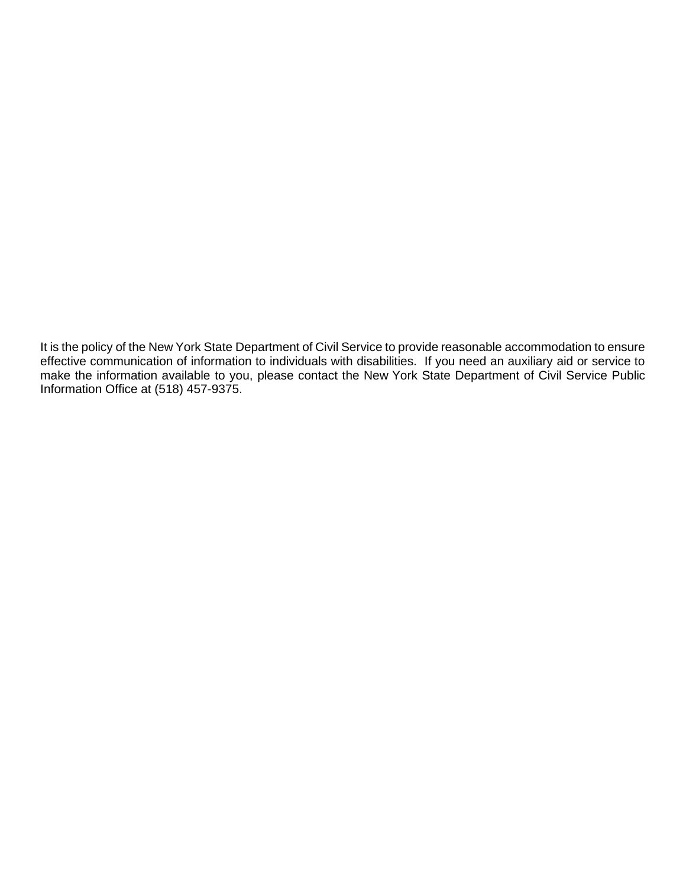It is the policy of the New York State Department of Civil Service to provide reasonable accommodation to ensure effective communication of information to individuals with disabilities. If you need an auxiliary aid or service to make the information available to you, please contact the New York State Department of Civil Service Public Information Office at (518) 457-9375.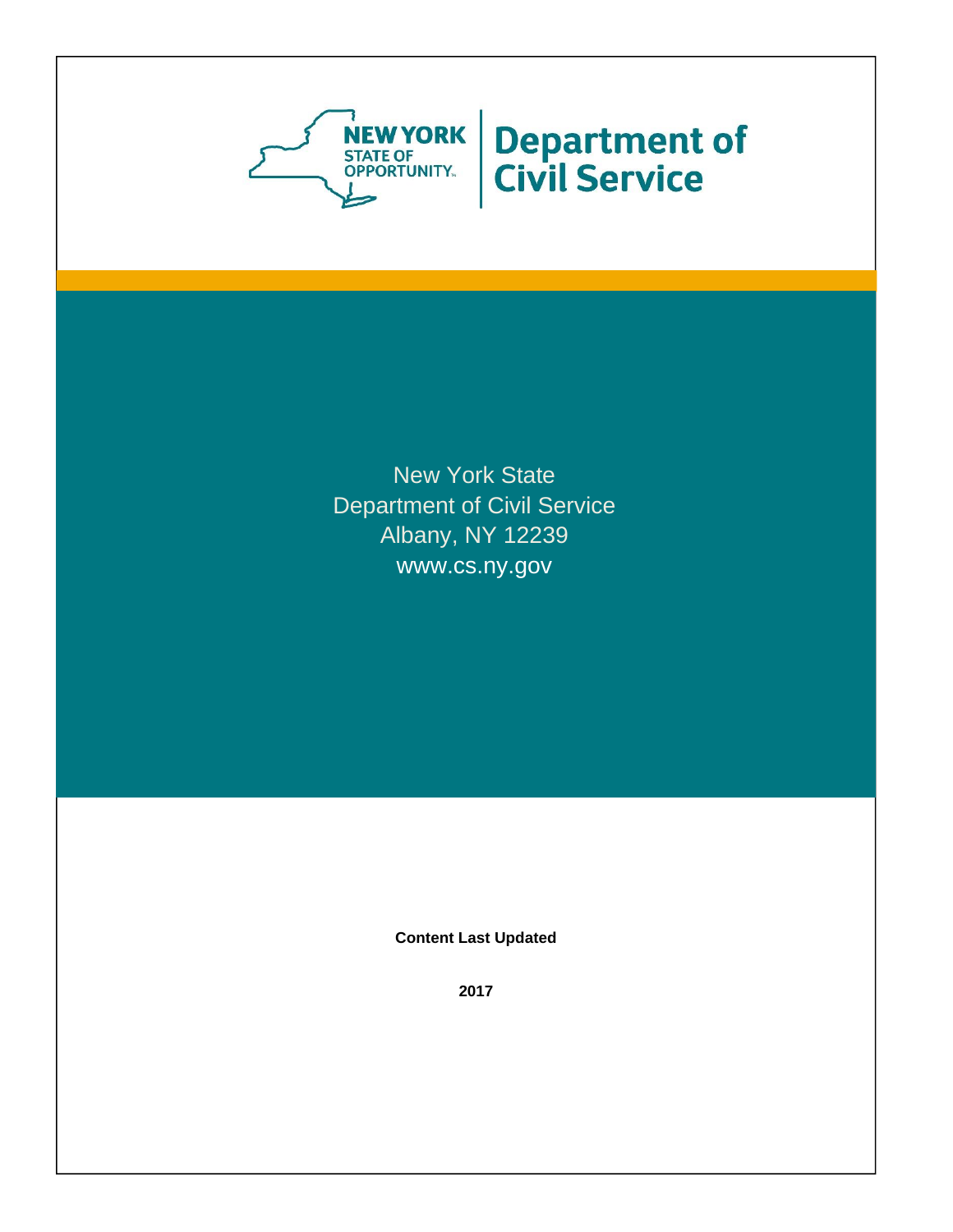**NEW YORK STATE OF OPPORTUNITY.** | **Department of Civil Service**

New York State
Department of Civil Service
Albany, NY 12239
www.cs.ny.gov

**Content Last Updated**

**2017**